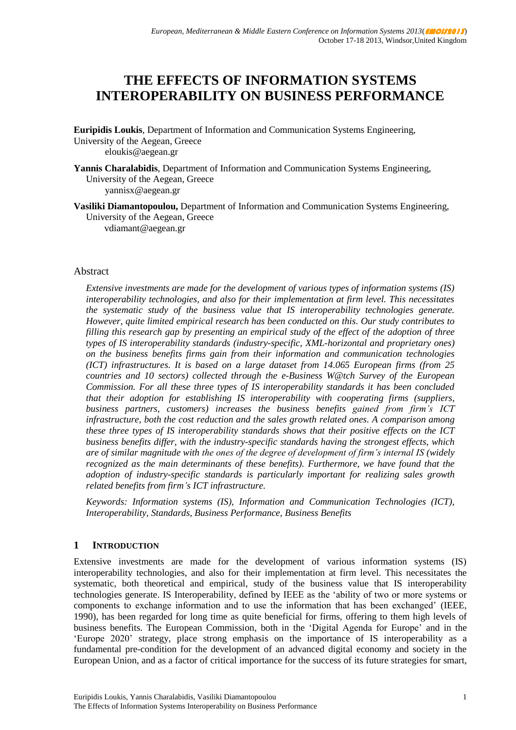# THE EFFECTS OF INFORMATION SYSTEMS INTEROPERABILITY ON BUSINESS PERFORMANCE

**Euripidis Loukis**, Department of Information and Communication Systems Engineering, University of the Aegean, Greece
eloukis@aegean.gr

**Yannis Charalabidis**, Department of Information and Communication Systems Engineering, University of the Aegean, Greece
yannisx@aegean.gr

**Vasiliki Diamantopoulou,** Department of Information and Communication Systems Engineering, University of the Aegean, Greece
vdiamant@aegean.gr

## Abstract

*Extensive investments are made for the development of various types of information systems (IS) interoperability technologies, and also for their implementation at firm level. This necessitates the systematic study of the business value that IS interoperability technologies generate. However, quite limited empirical research has been conducted on this. Our study contributes to filling this research gap by presenting an empirical study of the effect of the adoption of three types of IS interoperability standards (industry-specific, XML-horizontal and proprietary ones) on the business benefits firms gain from their information and communication technologies (ICT) infrastructures. It is based on a large dataset from 14.065 European firms (from 25 countries and 10 sectors) collected through the e-Business W@tch Survey of the European Commission. For all these three types of IS interoperability standards it has been concluded that their adoption for establishing IS interoperability with cooperating firms (suppliers, business partners, customers) increases the business benefits gained from firm's ICT infrastructure, both the cost reduction and the sales growth related ones. A comparison among these three types of IS interoperability standards shows that their positive effects on the ICT business benefits differ, with the industry-specific standards having the strongest effects, which are of similar magnitude with the ones of the degree of development of firm's internal IS (widely recognized as the main determinants of these benefits). Furthermore, we have found that the adoption of industry-specific standards is particularly important for realizing sales growth related benefits from firm's ICT infrastructure.*

*Keywords: Information systems (IS), Information and Communication Technologies (ICT), Interoperability, Standards, Business Performance, Business Benefits*

## 1 INTRODUCTION

Extensive investments are made for the development of various information systems (IS) interoperability technologies, and also for their implementation at firm level. This necessitates the systematic, both theoretical and empirical, study of the business value that IS interoperability technologies generate. IS Interoperability, defined by IEEE as the 'ability of two or more systems or components to exchange information and to use the information that has been exchanged' (IEEE, 1990), has been regarded for long time as quite beneficial for firms, offering to them high levels of business benefits. The European Commission, both in the 'Digital Agenda for Europe' and in the 'Europe 2020' strategy, place strong emphasis on the importance of IS interoperability as a fundamental pre-condition for the development of an advanced digital economy and society in the European Union, and as a factor of critical importance for the success of its future strategies for smart,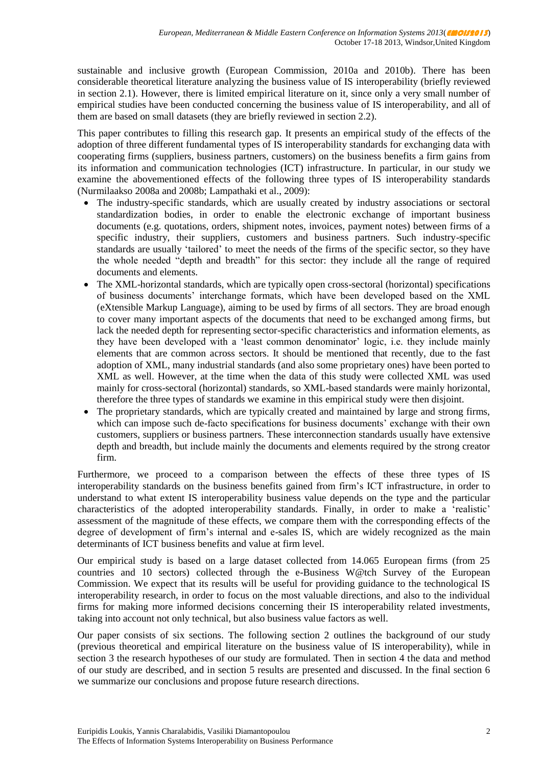sustainable and inclusive growth (European Commission, 2010a and 2010b). There has been considerable theoretical literature analyzing the business value of IS interoperability (briefly reviewed in section 2.1). However, there is limited empirical literature on it, since only a very small number of empirical studies have been conducted concerning the business value of IS interoperability, and all of them are based on small datasets (they are briefly reviewed in section 2.2).

This paper contributes to filling this research gap. It presents an empirical study of the effects of the adoption of three different fundamental types of IS interoperability standards for exchanging data with cooperating firms (suppliers, business partners, customers) on the business benefits a firm gains from its information and communication technologies (ICT) infrastructure. In particular, in our study we examine the abovementioned effects of the following three types of IS interoperability standards (Nurmilaakso 2008a and 2008b; Lampathaki et al., 2009):

- The industry-specific standards, which are usually created by industry associations or sectoral standardization bodies, in order to enable the electronic exchange of important business documents (e.g. quotations, orders, shipment notes, invoices, payment notes) between firms of a specific industry, their suppliers, customers and business partners. Such industry-specific standards are usually 'tailored' to meet the needs of the firms of the specific sector, so they have the whole needed "depth and breadth" for this sector: they include all the range of required documents and elements.
- The XML-horizontal standards, which are typically open cross-sectoral (horizontal) specifications of business documents' interchange formats, which have been developed based on the XML (eXtensible Markup Language), aiming to be used by firms of all sectors. They are broad enough to cover many important aspects of the documents that need to be exchanged among firms, but lack the needed depth for representing sector-specific characteristics and information elements, as they have been developed with a 'least common denominator' logic, i.e. they include mainly elements that are common across sectors. It should be mentioned that recently, due to the fast adoption of XML, many industrial standards (and also some proprietary ones) have been ported to XML as well. However, at the time when the data of this study were collected XML was used mainly for cross-sectoral (horizontal) standards, so XML-based standards were mainly horizontal, therefore the three types of standards we examine in this empirical study were then disjoint.
- The proprietary standards, which are typically created and maintained by large and strong firms, which can impose such de-facto specifications for business documents' exchange with their own customers, suppliers or business partners. These interconnection standards usually have extensive depth and breadth, but include mainly the documents and elements required by the strong creator firm.

Furthermore, we proceed to a comparison between the effects of these three types of IS interoperability standards on the business benefits gained from firm's ICT infrastructure, in order to understand to what extent IS interoperability business value depends on the type and the particular characteristics of the adopted interoperability standards. Finally, in order to make a 'realistic' assessment of the magnitude of these effects, we compare them with the corresponding effects of the degree of development of firm's internal and e-sales IS, which are widely recognized as the main determinants of ICT business benefits and value at firm level.

Our empirical study is based on a large dataset collected from 14.065 European firms (from 25 countries and 10 sectors) collected through the e-Business W@tch Survey of the European Commission. We expect that its results will be useful for providing guidance to the technological IS interoperability research, in order to focus on the most valuable directions, and also to the individual firms for making more informed decisions concerning their IS interoperability related investments, taking into account not only technical, but also business value factors as well.

Our paper consists of six sections. The following section 2 outlines the background of our study (previous theoretical and empirical literature on the business value of IS interoperability), while in section 3 the research hypotheses of our study are formulated. Then in section 4 the data and method of our study are described, and in section 5 results are presented and discussed. In the final section 6 we summarize our conclusions and propose future research directions.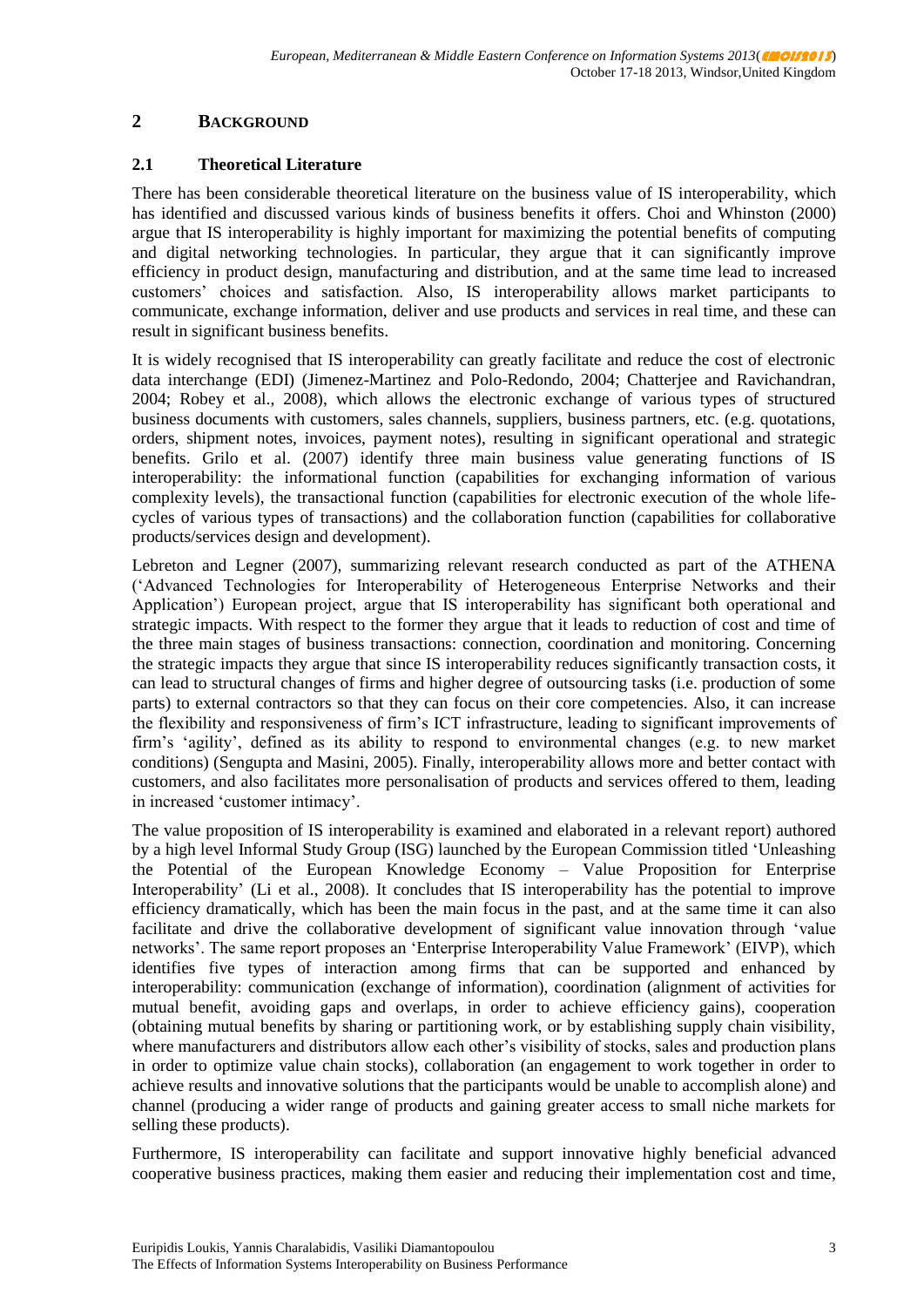## 2 BACKGROUND

### 2.1 Theoretical Literature

There has been considerable theoretical literature on the business value of IS interoperability, which has identified and discussed various kinds of business benefits it offers. Choi and Whinston (2000) argue that IS interoperability is highly important for maximizing the potential benefits of computing and digital networking technologies. In particular, they argue that it can significantly improve efficiency in product design, manufacturing and distribution, and at the same time lead to increased customers' choices and satisfaction. Also, IS interoperability allows market participants to communicate, exchange information, deliver and use products and services in real time, and these can result in significant business benefits.

It is widely recognised that IS interoperability can greatly facilitate and reduce the cost of electronic data interchange (EDI) (Jimenez-Martinez and Polo-Redondo, 2004; Chatterjee and Ravichandran, 2004; Robey et al., 2008), which allows the electronic exchange of various types of structured business documents with customers, sales channels, suppliers, business partners, etc. (e.g. quotations, orders, shipment notes, invoices, payment notes), resulting in significant operational and strategic benefits. Grilo et al. (2007) identify three main business value generating functions of IS interoperability: the informational function (capabilities for exchanging information of various complexity levels), the transactional function (capabilities for electronic execution of the whole life-cycles of various types of transactions) and the collaboration function (capabilities for collaborative products/services design and development).

Lebreton and Legner (2007), summarizing relevant research conducted as part of the ATHENA ('Advanced Technologies for Interoperability of Heterogeneous Enterprise Networks and their Application') European project, argue that IS interoperability has significant both operational and strategic impacts. With respect to the former they argue that it leads to reduction of cost and time of the three main stages of business transactions: connection, coordination and monitoring. Concerning the strategic impacts they argue that since IS interoperability reduces significantly transaction costs, it can lead to structural changes of firms and higher degree of outsourcing tasks (i.e. production of some parts) to external contractors so that they can focus on their core competencies. Also, it can increase the flexibility and responsiveness of firm's ICT infrastructure, leading to significant improvements of firm's 'agility', defined as its ability to respond to environmental changes (e.g. to new market conditions) (Sengupta and Masini, 2005). Finally, interoperability allows more and better contact with customers, and also facilitates more personalisation of products and services offered to them, leading in increased 'customer intimacy'.

The value proposition of IS interoperability is examined and elaborated in a relevant report) authored by a high level Informal Study Group (ISG) launched by the European Commission titled 'Unleashing the Potential of the European Knowledge Economy – Value Proposition for Enterprise Interoperability' (Li et al., 2008). It concludes that IS interoperability has the potential to improve efficiency dramatically, which has been the main focus in the past, and at the same time it can also facilitate and drive the collaborative development of significant value innovation through 'value networks'. The same report proposes an 'Enterprise Interoperability Value Framework' (EIVP), which identifies five types of interaction among firms that can be supported and enhanced by interoperability: communication (exchange of information), coordination (alignment of activities for mutual benefit, avoiding gaps and overlaps, in order to achieve efficiency gains), cooperation (obtaining mutual benefits by sharing or partitioning work, or by establishing supply chain visibility, where manufacturers and distributors allow each other's visibility of stocks, sales and production plans in order to optimize value chain stocks), collaboration (an engagement to work together in order to achieve results and innovative solutions that the participants would be unable to accomplish alone) and channel (producing a wider range of products and gaining greater access to small niche markets for selling these products).

Furthermore, IS interoperability can facilitate and support innovative highly beneficial advanced cooperative business practices, making them easier and reducing their implementation cost and time,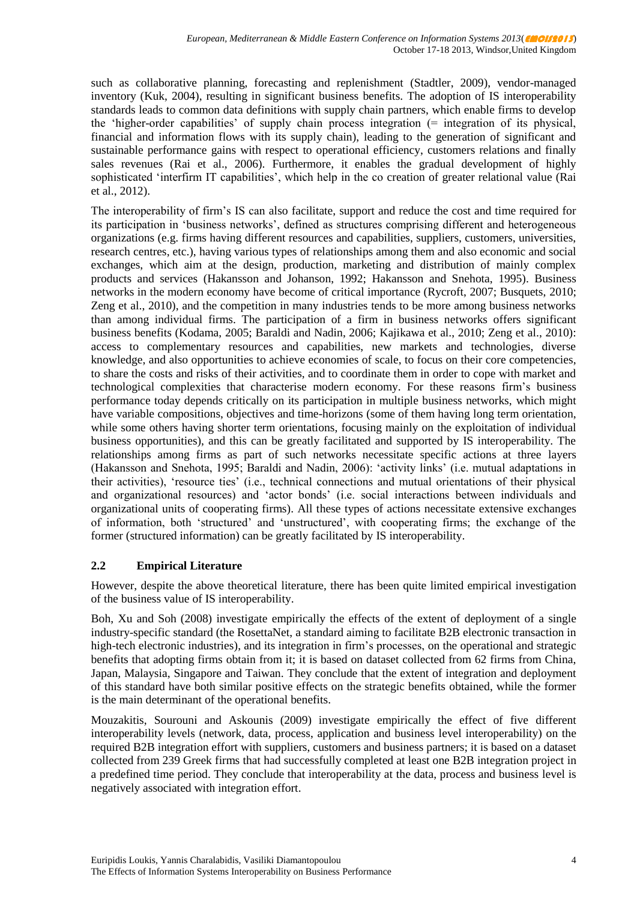such as collaborative planning, forecasting and replenishment (Stadtler, 2009), vendor-managed inventory (Kuk, 2004), resulting in significant business benefits. The adoption of IS interoperability standards leads to common data definitions with supply chain partners, which enable firms to develop the 'higher-order capabilities' of supply chain process integration (= integration of its physical, financial and information flows with its supply chain), leading to the generation of significant and sustainable performance gains with respect to operational efficiency, customers relations and finally sales revenues (Rai et al., 2006). Furthermore, it enables the gradual development of highly sophisticated 'interfirm IT capabilities', which help in the co creation of greater relational value (Rai et al., 2012).

The interoperability of firm's IS can also facilitate, support and reduce the cost and time required for its participation in 'business networks', defined as structures comprising different and heterogeneous organizations (e.g. firms having different resources and capabilities, suppliers, customers, universities, research centres, etc.), having various types of relationships among them and also economic and social exchanges, which aim at the design, production, marketing and distribution of mainly complex products and services (Hakansson and Johanson, 1992; Hakansson and Snehota, 1995). Business networks in the modern economy have become of critical importance (Rycroft, 2007; Busquets, 2010; Zeng et al., 2010), and the competition in many industries tends to be more among business networks than among individual firms. The participation of a firm in business networks offers significant business benefits (Kodama, 2005; Baraldi and Nadin, 2006; Kajikawa et al., 2010; Zeng et al., 2010): access to complementary resources and capabilities, new markets and technologies, diverse knowledge, and also opportunities to achieve economies of scale, to focus on their core competencies, to share the costs and risks of their activities, and to coordinate them in order to cope with market and technological complexities that characterise modern economy. For these reasons firm's business performance today depends critically on its participation in multiple business networks, which might have variable compositions, objectives and time-horizons (some of them having long term orientation, while some others having shorter term orientations, focusing mainly on the exploitation of individual business opportunities), and this can be greatly facilitated and supported by IS interoperability. The relationships among firms as part of such networks necessitate specific actions at three layers (Hakansson and Snehota, 1995; Baraldi and Nadin, 2006): 'activity links' (i.e. mutual adaptations in their activities), 'resource ties' (i.e., technical connections and mutual orientations of their physical and organizational resources) and 'actor bonds' (i.e. social interactions between individuals and organizational units of cooperating firms). All these types of actions necessitate extensive exchanges of information, both 'structured' and 'unstructured', with cooperating firms; the exchange of the former (structured information) can be greatly facilitated by IS interoperability.

### 2.2 Empirical Literature

However, despite the above theoretical literature, there has been quite limited empirical investigation of the business value of IS interoperability.

Boh, Xu and Soh (2008) investigate empirically the effects of the extent of deployment of a single industry-specific standard (the RosettaNet, a standard aiming to facilitate B2B electronic transaction in high-tech electronic industries), and its integration in firm's processes, on the operational and strategic benefits that adopting firms obtain from it; it is based on dataset collected from 62 firms from China, Japan, Malaysia, Singapore and Taiwan. They conclude that the extent of integration and deployment of this standard have both similar positive effects on the strategic benefits obtained, while the former is the main determinant of the operational benefits.

Mouzakitis, Sourouni and Askounis (2009) investigate empirically the effect of five different interoperability levels (network, data, process, application and business level interoperability) on the required B2B integration effort with suppliers, customers and business partners; it is based on a dataset collected from 239 Greek firms that had successfully completed at least one B2B integration project in a predefined time period. They conclude that interoperability at the data, process and business level is negatively associated with integration effort.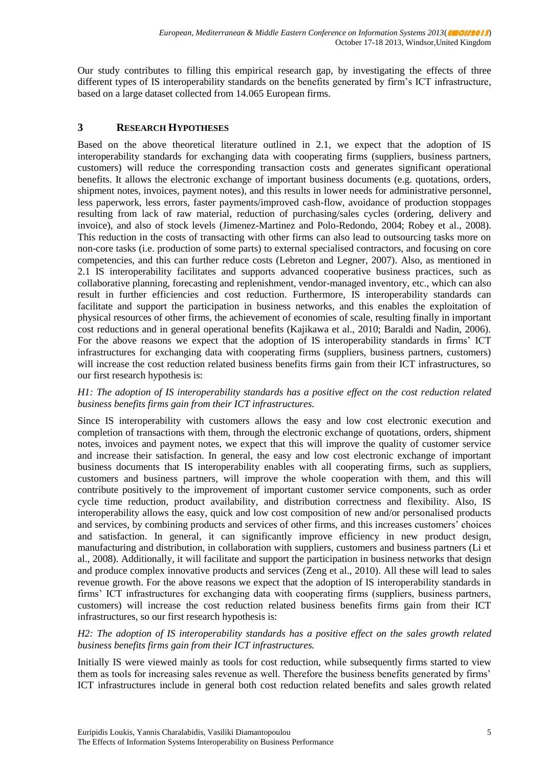Our study contributes to filling this empirical research gap, by investigating the effects of three different types of IS interoperability standards on the benefits generated by firm's ICT infrastructure, based on a large dataset collected from 14.065 European firms.

## 3 RESEARCH HYPOTHESES

Based on the above theoretical literature outlined in 2.1, we expect that the adoption of IS interoperability standards for exchanging data with cooperating firms (suppliers, business partners, customers) will reduce the corresponding transaction costs and generates significant operational benefits. It allows the electronic exchange of important business documents (e.g. quotations, orders, shipment notes, invoices, payment notes), and this results in lower needs for administrative personnel, less paperwork, less errors, faster payments/improved cash-flow, avoidance of production stoppages resulting from lack of raw material, reduction of purchasing/sales cycles (ordering, delivery and invoice), and also of stock levels (Jimenez-Martinez and Polo-Redondo, 2004; Robey et al., 2008). This reduction in the costs of transacting with other firms can also lead to outsourcing tasks more on non-core tasks (i.e. production of some parts) to external specialised contractors, and focusing on core competencies, and this can further reduce costs (Lebreton and Legner, 2007). Also, as mentioned in 2.1 IS interoperability facilitates and supports advanced cooperative business practices, such as collaborative planning, forecasting and replenishment, vendor-managed inventory, etc., which can also result in further efficiencies and cost reduction. Furthermore, IS interoperability standards can facilitate and support the participation in business networks, and this enables the exploitation of physical resources of other firms, the achievement of economies of scale, resulting finally in important cost reductions and in general operational benefits (Kajikawa et al., 2010; Baraldi and Nadin, 2006). For the above reasons we expect that the adoption of IS interoperability standards in firms' ICT infrastructures for exchanging data with cooperating firms (suppliers, business partners, customers) will increase the cost reduction related business benefits firms gain from their ICT infrastructures, so our first research hypothesis is:

*H1: The adoption of IS interoperability standards has a positive effect on the cost reduction related business benefits firms gain from their ICT infrastructures.*

Since IS interoperability with customers allows the easy and low cost electronic execution and completion of transactions with them, through the electronic exchange of quotations, orders, shipment notes, invoices and payment notes, we expect that this will improve the quality of customer service and increase their satisfaction. In general, the easy and low cost electronic exchange of important business documents that IS interoperability enables with all cooperating firms, such as suppliers, customers and business partners, will improve the whole cooperation with them, and this will contribute positively to the improvement of important customer service components, such as order cycle time reduction, product availability, and distribution correctness and flexibility. Also, IS interoperability allows the easy, quick and low cost composition of new and/or personalised products and services, by combining products and services of other firms, and this increases customers' choices and satisfaction. In general, it can significantly improve efficiency in new product design, manufacturing and distribution, in collaboration with suppliers, customers and business partners (Li et al., 2008). Additionally, it will facilitate and support the participation in business networks that design and produce complex innovative products and services (Zeng et al., 2010). All these will lead to sales revenue growth. For the above reasons we expect that the adoption of IS interoperability standards in firms' ICT infrastructures for exchanging data with cooperating firms (suppliers, business partners, customers) will increase the cost reduction related business benefits firms gain from their ICT infrastructures, so our first research hypothesis is:

*H2: The adoption of IS interoperability standards has a positive effect on the sales growth related business benefits firms gain from their ICT infrastructures.*

Initially IS were viewed mainly as tools for cost reduction, while subsequently firms started to view them as tools for increasing sales revenue as well. Therefore the business benefits generated by firms' ICT infrastructures include in general both cost reduction related benefits and sales growth related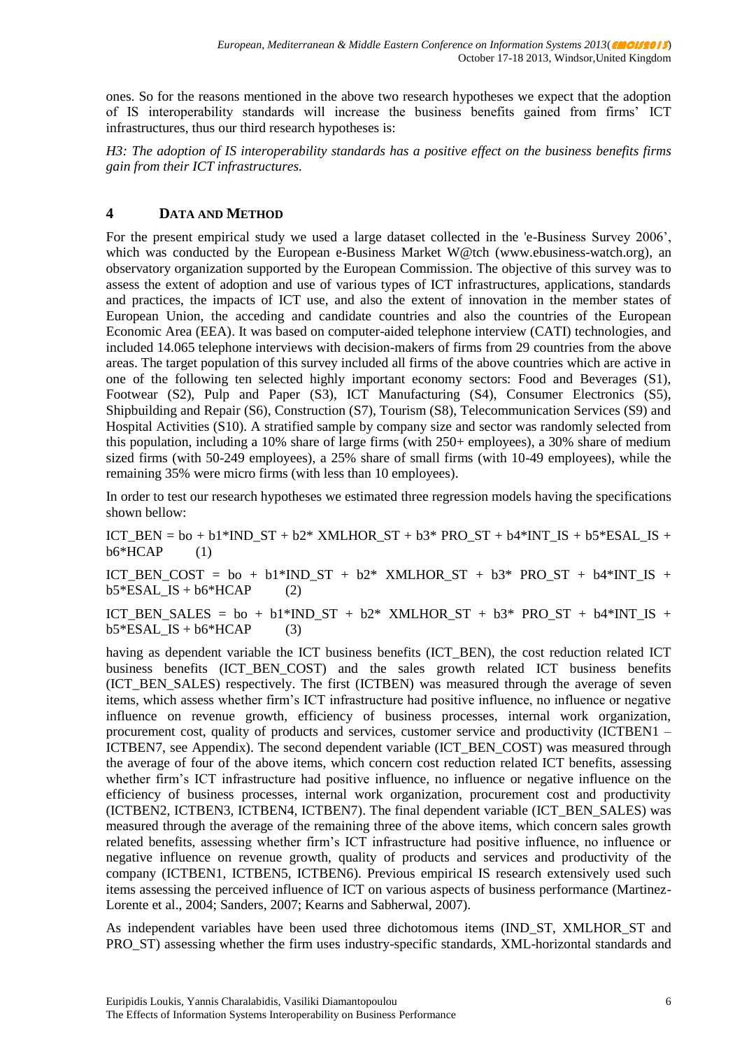ones. So for the reasons mentioned in the above two research hypotheses we expect that the adoption of IS interoperability standards will increase the business benefits gained from firms' ICT infrastructures, thus our third research hypotheses is:

*H3: The adoption of IS interoperability standards has a positive effect on the business benefits firms gain from their ICT infrastructures.*

# 4 DATA AND METHOD

For the present empirical study we used a large dataset collected in the 'e-Business Survey 2006', which was conducted by the European e-Business Market W@tch (www.ebusiness-watch.org), an observatory organization supported by the European Commission. The objective of this survey was to assess the extent of adoption and use of various types of ICT infrastructures, applications, standards and practices, the impacts of ICT use, and also the extent of innovation in the member states of European Union, the acceding and candidate countries and also the countries of the European Economic Area (EEA). It was based on computer-aided telephone interview (CATI) technologies, and included 14.065 telephone interviews with decision-makers of firms from 29 countries from the above areas. The target population of this survey included all firms of the above countries which are active in one of the following ten selected highly important economy sectors: Food and Beverages (S1), Footwear (S2), Pulp and Paper (S3), ICT Manufacturing (S4), Consumer Electronics (S5), Shipbuilding and Repair (S6), Construction (S7), Tourism (S8), Telecommunication Services (S9) and Hospital Activities (S10). A stratified sample by company size and sector was randomly selected from this population, including a 10% share of large firms (with 250+ employees), a 30% share of medium sized firms (with 50-249 employees), a 25% share of small firms (with 10-49 employees), while the remaining 35% were micro firms (with less than 10 employees).

In order to test our research hypotheses we estimated three regression models having the specifications shown bellow:

ICT_BEN = bo + b1*IND_ST + b2* XMLHOR_ST + b3* PRO_ST + b4*INT_IS + b5*ESAL_IS + b6*HCAP (1)

ICT_BEN_COST = bo + b1*IND_ST + b2* XMLHOR_ST + b3* PRO_ST + b4*INT_IS + b5*ESAL_IS + b6*HCAP (2)

ICT_BEN_SALES = bo + b1*IND_ST + b2* XMLHOR_ST + b3* PRO_ST + b4*INT_IS + b5*ESAL_IS + b6*HCAP (3)

having as dependent variable the ICT business benefits (ICT_BEN), the cost reduction related ICT business benefits (ICT_BEN_COST) and the sales growth related ICT business benefits (ICT_BEN_SALES) respectively. The first (ICTBEN) was measured through the average of seven items, which assess whether firm's ICT infrastructure had positive influence, no influence or negative influence on revenue growth, efficiency of business processes, internal work organization, procurement cost, quality of products and services, customer service and productivity (ICTBEN1 – ICTBEN7, see Appendix). The second dependent variable (ICT_BEN_COST) was measured through the average of four of the above items, which concern cost reduction related ICT benefits, assessing whether firm's ICT infrastructure had positive influence, no influence or negative influence on the efficiency of business processes, internal work organization, procurement cost and productivity (ICTBEN2, ICTBEN3, ICTBEN4, ICTBEN7). The final dependent variable (ICT_BEN_SALES) was measured through the average of the remaining three of the above items, which concern sales growth related benefits, assessing whether firm's ICT infrastructure had positive influence, no influence or negative influence on revenue growth, quality of products and services and productivity of the company (ICTBEN1, ICTBEN5, ICTBEN6). Previous empirical IS research extensively used such items assessing the perceived influence of ICT on various aspects of business performance (Martinez-Lorente et al., 2004; Sanders, 2007; Kearns and Sabherwal, 2007).

As independent variables have been used three dichotomous items (IND_ST, XMLHOR_ST and PRO_ST) assessing whether the firm uses industry-specific standards, XML-horizontal standards and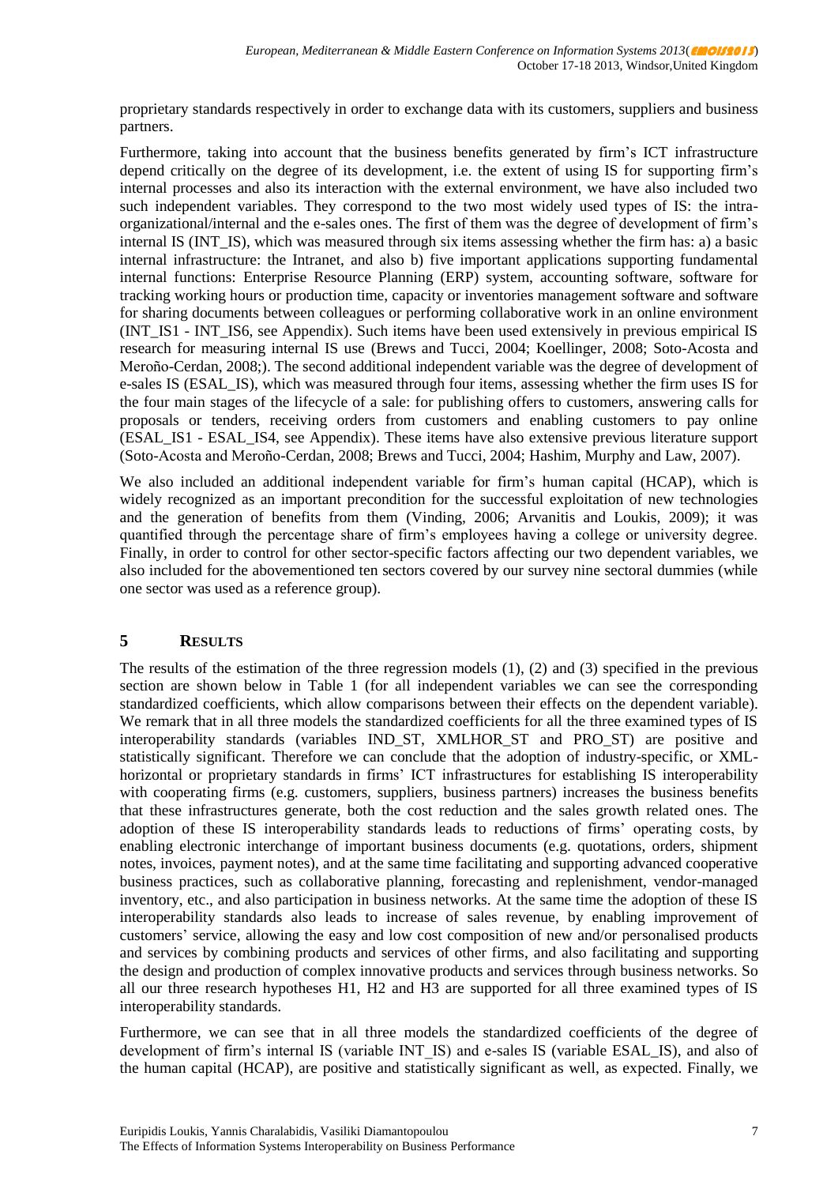proprietary standards respectively in order to exchange data with its customers, suppliers and business partners.

Furthermore, taking into account that the business benefits generated by firm's ICT infrastructure depend critically on the degree of its development, i.e. the extent of using IS for supporting firm's internal processes and also its interaction with the external environment, we have also included two such independent variables. They correspond to the two most widely used types of IS: the intra-organizational/internal and the e-sales ones. The first of them was the degree of development of firm's internal IS (INT_IS), which was measured through six items assessing whether the firm has: a) a basic internal infrastructure: the Intranet, and also b) five important applications supporting fundamental internal functions: Enterprise Resource Planning (ERP) system, accounting software, software for tracking working hours or production time, capacity or inventories management software and software for sharing documents between colleagues or performing collaborative work in an online environment (INT_IS1 - INT_IS6, see Appendix). Such items have been used extensively in previous empirical IS research for measuring internal IS use (Brews and Tucci, 2004; Koellinger, 2008; Soto-Acosta and Meroño-Cerdan, 2008;). The second additional independent variable was the degree of development of e-sales IS (ESAL_IS), which was measured through four items, assessing whether the firm uses IS for the four main stages of the lifecycle of a sale: for publishing offers to customers, answering calls for proposals or tenders, receiving orders from customers and enabling customers to pay online (ESAL_IS1 - ESAL_IS4, see Appendix). These items have also extensive previous literature support (Soto-Acosta and Meroño-Cerdan, 2008; Brews and Tucci, 2004; Hashim, Murphy and Law, 2007).

We also included an additional independent variable for firm's human capital (HCAP), which is widely recognized as an important precondition for the successful exploitation of new technologies and the generation of benefits from them (Vinding, 2006; Arvanitis and Loukis, 2009); it was quantified through the percentage share of firm's employees having a college or university degree. Finally, in order to control for other sector-specific factors affecting our two dependent variables, we also included for the abovementioned ten sectors covered by our survey nine sectoral dummies (while one sector was used as a reference group).

## 5 RESULTS

The results of the estimation of the three regression models (1), (2) and (3) specified in the previous section are shown below in Table 1 (for all independent variables we can see the corresponding standardized coefficients, which allow comparisons between their effects on the dependent variable). We remark that in all three models the standardized coefficients for all the three examined types of IS interoperability standards (variables IND_ST, XMLHOR_ST and PRO_ST) are positive and statistically significant. Therefore we can conclude that the adoption of industry-specific, or XML-horizontal or proprietary standards in firms' ICT infrastructures for establishing IS interoperability with cooperating firms (e.g. customers, suppliers, business partners) increases the business benefits that these infrastructures generate, both the cost reduction and the sales growth related ones. The adoption of these IS interoperability standards leads to reductions of firms' operating costs, by enabling electronic interchange of important business documents (e.g. quotations, orders, shipment notes, invoices, payment notes), and at the same time facilitating and supporting advanced cooperative business practices, such as collaborative planning, forecasting and replenishment, vendor-managed inventory, etc., and also participation in business networks. At the same time the adoption of these IS interoperability standards also leads to increase of sales revenue, by enabling improvement of customers' service, allowing the easy and low cost composition of new and/or personalised products and services by combining products and services of other firms, and also facilitating and supporting the design and production of complex innovative products and services through business networks. So all our three research hypotheses H1, H2 and H3 are supported for all three examined types of IS interoperability standards.

Furthermore, we can see that in all three models the standardized coefficients of the degree of development of firm's internal IS (variable INT_IS) and e-sales IS (variable ESAL_IS), and also of the human capital (HCAP), are positive and statistically significant as well, as expected. Finally, we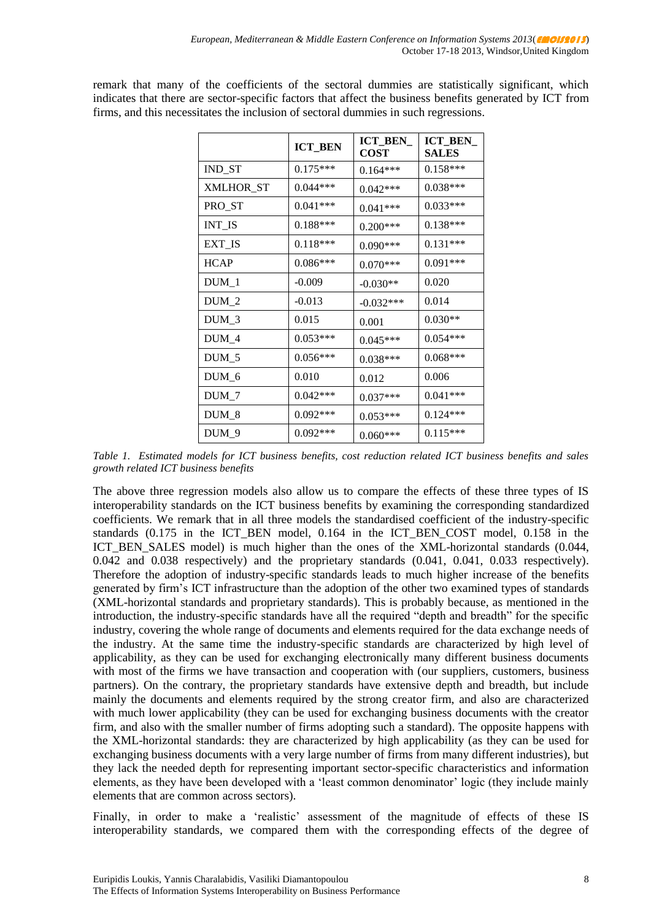remark that many of the coefficients of the sectoral dummies are statistically significant, which indicates that there are sector-specific factors that affect the business benefits generated by ICT from firms, and this necessitates the inclusion of sectoral dummies in such regressions.

| | ICT_BEN | ICT_BEN_COST | ICT_BEN_SALES |
|---|---|---|---|
| IND_ST | 0.175*** | 0.164*** | 0.158*** |
| XMLHOR_ST | 0.044*** | 0.042*** | 0.038*** |
| PRO_ST | 0.041*** | 0.041*** | 0.033*** |
| INT_IS | 0.188*** | 0.200*** | 0.138*** |
| EXT_IS | 0.118*** | 0.090*** | 0.131*** |
| HCAP | 0.086*** | 0.070*** | 0.091*** |
| DUM_1 | -0.009 | -0.030** | 0.020 |
| DUM_2 | -0.013 | -0.032*** | 0.014 |
| DUM_3 | 0.015 | 0.001 | 0.030** |
| DUM_4 | 0.053*** | 0.045*** | 0.054*** |
| DUM_5 | 0.056*** | 0.038*** | 0.068*** |
| DUM_6 | 0.010 | 0.012 | 0.006 |
| DUM_7 | 0.042*** | 0.037*** | 0.041*** |
| DUM_8 | 0.092*** | 0.053*** | 0.124*** |
| DUM_9 | 0.092*** | 0.060*** | 0.115*** |

*Table 1. Estimated models for ICT business benefits, cost reduction related ICT business benefits and sales growth related ICT business benefits*

The above three regression models also allow us to compare the effects of these three types of IS interoperability standards on the ICT business benefits by examining the corresponding standardized coefficients. We remark that in all three models the standardised coefficient of the industry-specific standards (0.175 in the ICT_BEN model, 0.164 in the ICT_BEN_COST model, 0.158 in the ICT_BEN_SALES model) is much higher than the ones of the XML-horizontal standards (0.044, 0.042 and 0.038 respectively) and the proprietary standards (0.041, 0.041, 0.033 respectively). Therefore the adoption of industry-specific standards leads to much higher increase of the benefits generated by firm's ICT infrastructure than the adoption of the other two examined types of standards (XML-horizontal standards and proprietary standards). This is probably because, as mentioned in the introduction, the industry-specific standards have all the required "depth and breadth" for the specific industry, covering the whole range of documents and elements required for the data exchange needs of the industry. At the same time the industry-specific standards are characterized by high level of applicability, as they can be used for exchanging electronically many different business documents with most of the firms we have transaction and cooperation with (our suppliers, customers, business partners). On the contrary, the proprietary standards have extensive depth and breadth, but include mainly the documents and elements required by the strong creator firm, and also are characterized with much lower applicability (they can be used for exchanging business documents with the creator firm, and also with the smaller number of firms adopting such a standard). The opposite happens with the XML-horizontal standards: they are characterized by high applicability (as they can be used for exchanging business documents with a very large number of firms from many different industries), but they lack the needed depth for representing important sector-specific characteristics and information elements, as they have been developed with a 'least common denominator' logic (they include mainly elements that are common across sectors).

Finally, in order to make a 'realistic' assessment of the magnitude of effects of these IS interoperability standards, we compared them with the corresponding effects of the degree of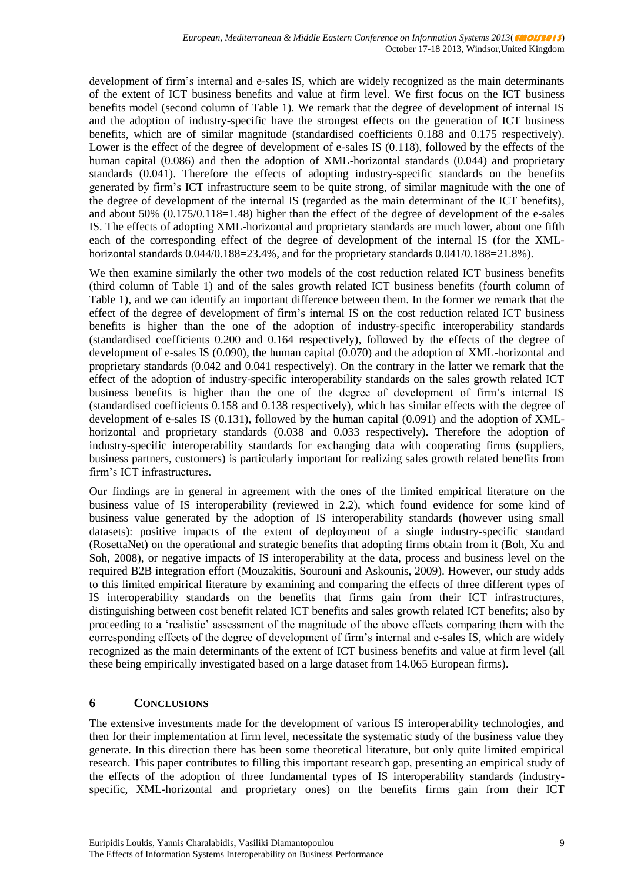development of firm's internal and e-sales IS, which are widely recognized as the main determinants of the extent of ICT business benefits and value at firm level. We first focus on the ICT business benefits model (second column of Table 1). We remark that the degree of development of internal IS and the adoption of industry-specific have the strongest effects on the generation of ICT business benefits, which are of similar magnitude (standardised coefficients 0.188 and 0.175 respectively). Lower is the effect of the degree of development of e-sales IS (0.118), followed by the effects of the human capital (0.086) and then the adoption of XML-horizontal standards (0.044) and proprietary standards (0.041). Therefore the effects of adopting industry-specific standards on the benefits generated by firm's ICT infrastructure seem to be quite strong, of similar magnitude with the one of the degree of development of the internal IS (regarded as the main determinant of the ICT benefits), and about 50% (0.175/0.118=1.48) higher than the effect of the degree of development of the e-sales IS. The effects of adopting XML-horizontal and proprietary standards are much lower, about one fifth each of the corresponding effect of the degree of development of the internal IS (for the XML-horizontal standards 0.044/0.188=23.4%, and for the proprietary standards 0.041/0.188=21.8%).

We then examine similarly the other two models of the cost reduction related ICT business benefits (third column of Table 1) and of the sales growth related ICT business benefits (fourth column of Table 1), and we can identify an important difference between them. In the former we remark that the effect of the degree of development of firm's internal IS on the cost reduction related ICT business benefits is higher than the one of the adoption of industry-specific interoperability standards (standardised coefficients 0.200 and 0.164 respectively), followed by the effects of the degree of development of e-sales IS (0.090), the human capital (0.070) and the adoption of XML-horizontal and proprietary standards (0.042 and 0.041 respectively). On the contrary in the latter we remark that the effect of the adoption of industry-specific interoperability standards on the sales growth related ICT business benefits is higher than the one of the degree of development of firm's internal IS (standardised coefficients 0.158 and 0.138 respectively), which has similar effects with the degree of development of e-sales IS (0.131), followed by the human capital (0.091) and the adoption of XML-horizontal and proprietary standards (0.038 and 0.033 respectively). Therefore the adoption of industry-specific interoperability standards for exchanging data with cooperating firms (suppliers, business partners, customers) is particularly important for realizing sales growth related benefits from firm's ICT infrastructures.

Our findings are in general in agreement with the ones of the limited empirical literature on the business value of IS interoperability (reviewed in 2.2), which found evidence for some kind of business value generated by the adoption of IS interoperability standards (however using small datasets): positive impacts of the extent of deployment of a single industry-specific standard (RosettaNet) on the operational and strategic benefits that adopting firms obtain from it (Boh, Xu and Soh, 2008), or negative impacts of IS interoperability at the data, process and business level on the required B2B integration effort (Mouzakitis, Sourouni and Askounis, 2009). However, our study adds to this limited empirical literature by examining and comparing the effects of three different types of IS interoperability standards on the benefits that firms gain from their ICT infrastructures, distinguishing between cost benefit related ICT benefits and sales growth related ICT benefits; also by proceeding to a 'realistic' assessment of the magnitude of the above effects comparing them with the corresponding effects of the degree of development of firm's internal and e-sales IS, which are widely recognized as the main determinants of the extent of ICT business benefits and value at firm level (all these being empirically investigated based on a large dataset from 14.065 European firms).

## 6 CONCLUSIONS

The extensive investments made for the development of various IS interoperability technologies, and then for their implementation at firm level, necessitate the systematic study of the business value they generate. In this direction there has been some theoretical literature, but only quite limited empirical research. This paper contributes to filling this important research gap, presenting an empirical study of the effects of the adoption of three fundamental types of IS interoperability standards (industry-specific, XML-horizontal and proprietary ones) on the benefits firms gain from their ICT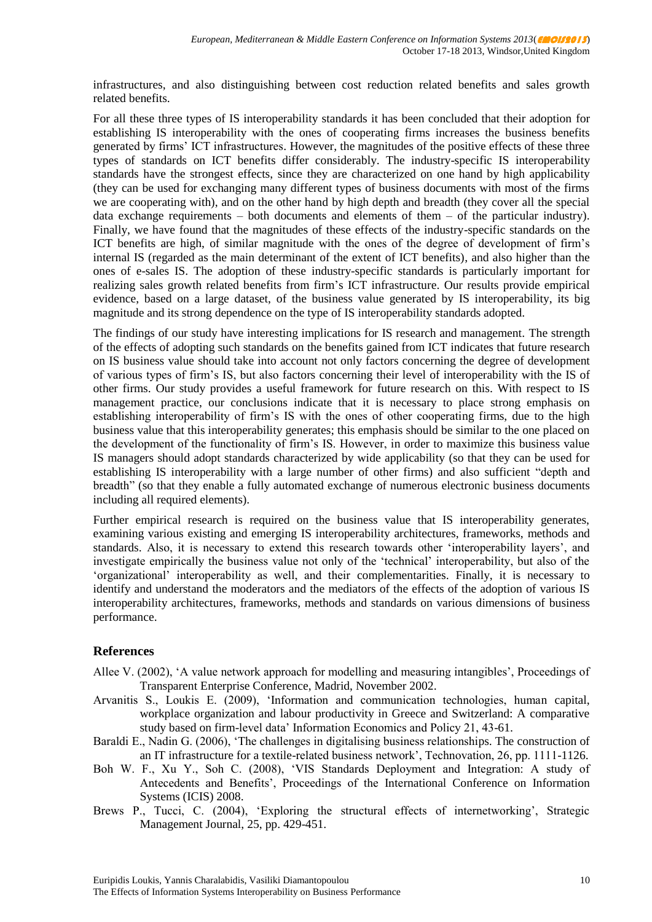infrastructures, and also distinguishing between cost reduction related benefits and sales growth related benefits.

For all these three types of IS interoperability standards it has been concluded that their adoption for establishing IS interoperability with the ones of cooperating firms increases the business benefits generated by firms' ICT infrastructures. However, the magnitudes of the positive effects of these three types of standards on ICT benefits differ considerably. The industry-specific IS interoperability standards have the strongest effects, since they are characterized on one hand by high applicability (they can be used for exchanging many different types of business documents with most of the firms we are cooperating with), and on the other hand by high depth and breadth (they cover all the special data exchange requirements – both documents and elements of them – of the particular industry). Finally, we have found that the magnitudes of these effects of the industry-specific standards on the ICT benefits are high, of similar magnitude with the ones of the degree of development of firm's internal IS (regarded as the main determinant of the extent of ICT benefits), and also higher than the ones of e-sales IS. The adoption of these industry-specific standards is particularly important for realizing sales growth related benefits from firm's ICT infrastructure. Our results provide empirical evidence, based on a large dataset, of the business value generated by IS interoperability, its big magnitude and its strong dependence on the type of IS interoperability standards adopted.

The findings of our study have interesting implications for IS research and management. The strength of the effects of adopting such standards on the benefits gained from ICT indicates that future research on IS business value should take into account not only factors concerning the degree of development of various types of firm's IS, but also factors concerning their level of interoperability with the IS of other firms. Our study provides a useful framework for future research on this. With respect to IS management practice, our conclusions indicate that it is necessary to place strong emphasis on establishing interoperability of firm's IS with the ones of other cooperating firms, due to the high business value that this interoperability generates; this emphasis should be similar to the one placed on the development of the functionality of firm's IS. However, in order to maximize this business value IS managers should adopt standards characterized by wide applicability (so that they can be used for establishing IS interoperability with a large number of other firms) and also sufficient "depth and breadth" (so that they enable a fully automated exchange of numerous electronic business documents including all required elements).

Further empirical research is required on the business value that IS interoperability generates, examining various existing and emerging IS interoperability architectures, frameworks, methods and standards. Also, it is necessary to extend this research towards other 'interoperability layers', and investigate empirically the business value not only of the 'technical' interoperability, but also of the 'organizational' interoperability as well, and their complementarities. Finally, it is necessary to identify and understand the moderators and the mediators of the effects of the adoption of various IS interoperability architectures, frameworks, methods and standards on various dimensions of business performance.

## References

Allee V. (2002), 'A value network approach for modelling and measuring intangibles', Proceedings of Transparent Enterprise Conference, Madrid, November 2002.

Arvanitis S., Loukis E. (2009), 'Information and communication technologies, human capital, workplace organization and labour productivity in Greece and Switzerland: A comparative study based on firm-level data' Information Economics and Policy 21, 43-61.

Baraldi E., Nadin G. (2006), 'The challenges in digitalising business relationships. The construction of an IT infrastructure for a textile-related business network', Technovation, 26, pp. 1111-1126.

Boh W. F., Xu Y., Soh C. (2008), 'VIS Standards Deployment and Integration: A study of Antecedents and Benefits', Proceedings of the International Conference on Information Systems (ICIS) 2008.

Brews P., Tucci, C. (2004), 'Exploring the structural effects of internetworking', Strategic Management Journal, 25, pp. 429-451.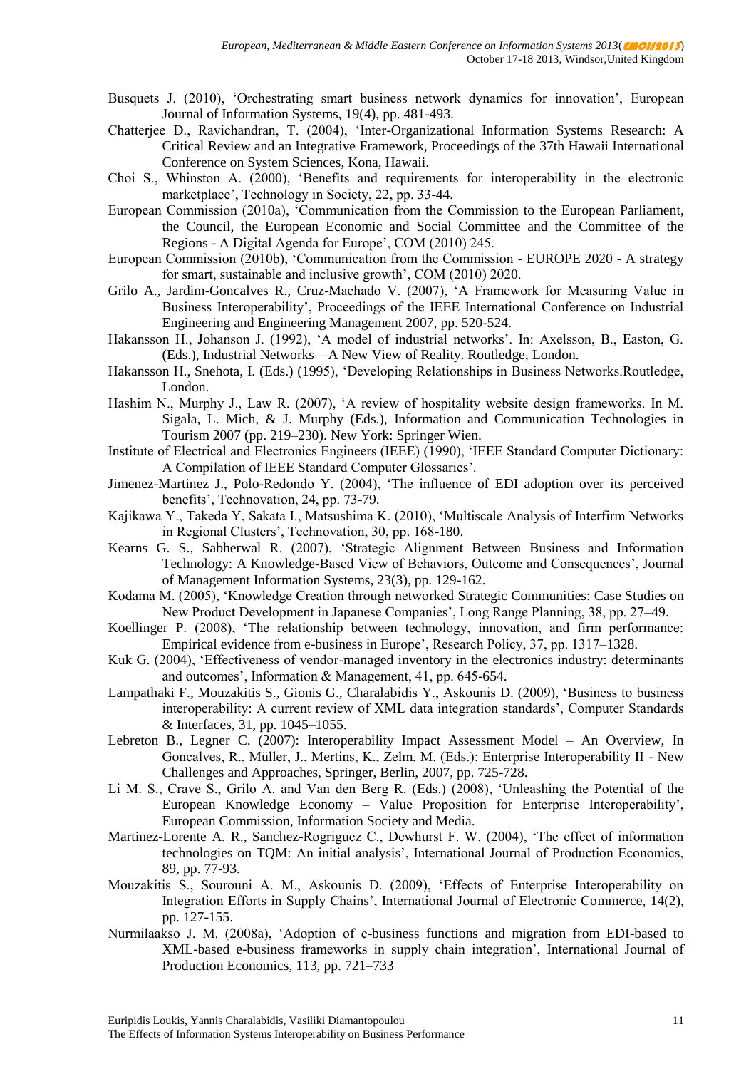Busquets J. (2010), ‘Orchestrating smart business network dynamics for innovation’, European Journal of Information Systems, 19(4), pp. 481-493.

Chatterjee D., Ravichandran, T. (2004), ‘Inter-Organizational Information Systems Research: A Critical Review and an Integrative Framework, Proceedings of the 37th Hawaii International Conference on System Sciences, Kona, Hawaii.

Choi S., Whinston A. (2000), ‘Benefits and requirements for interoperability in the electronic marketplace’, Technology in Society, 22, pp. 33-44.

European Commission (2010a), ‘Communication from the Commission to the European Parliament, the Council, the European Economic and Social Committee and the Committee of the Regions - A Digital Agenda for Europe’, COM (2010) 245.

European Commission (2010b), ‘Communication from the Commission - EUROPE 2020 - A strategy for smart, sustainable and inclusive growth’, COM (2010) 2020.

Grilo A., Jardim-Goncalves R., Cruz-Machado V. (2007), ‘A Framework for Measuring Value in Business Interoperability’, Proceedings of the IEEE International Conference on Industrial Engineering and Engineering Management 2007, pp. 520-524.

Hakansson H., Johanson J. (1992), ‘A model of industrial networks’. In: Axelsson, B., Easton, G. (Eds.), Industrial Networks—A New View of Reality. Routledge, London.

Hakansson H., Snehota, I. (Eds.) (1995), ‘Developing Relationships in Business Networks.Routledge, London.

Hashim N., Murphy J., Law R. (2007), ‘A review of hospitality website design frameworks. In M. Sigala, L. Mich, & J. Murphy (Eds.), Information and Communication Technologies in Tourism 2007 (pp. 219–230). New York: Springer Wien.

Institute of Electrical and Electronics Engineers (IEEE) (1990), ‘IEEE Standard Computer Dictionary: A Compilation of IEEE Standard Computer Glossaries’.

Jimenez-Martinez J., Polo-Redondo Y. (2004), ‘The influence of EDI adoption over its perceived benefits’, Technovation, 24, pp. 73-79.

Kajikawa Y., Takeda Y, Sakata I., Matsushima K. (2010), ‘Multiscale Analysis of Interfirm Networks in Regional Clusters’, Technovation, 30, pp. 168-180.

Kearns G. S., Sabherwal R. (2007), ‘Strategic Alignment Between Business and Information Technology: A Knowledge-Based View of Behaviors, Outcome and Consequences’, Journal of Management Information Systems, 23(3), pp. 129-162.

Kodama M. (2005), ‘Knowledge Creation through networked Strategic Communities: Case Studies on New Product Development in Japanese Companies’, Long Range Planning, 38, pp. 27–49.

Koellinger P. (2008), ‘The relationship between technology, innovation, and firm performance: Empirical evidence from e-business in Europe’, Research Policy, 37, pp. 1317–1328.

Kuk G. (2004), ‘Effectiveness of vendor-managed inventory in the electronics industry: determinants and outcomes’, Information & Management, 41, pp. 645-654.

Lampathaki F., Mouzakitis S., Gionis G., Charalabidis Y., Askounis D. (2009), ‘Business to business interoperability: A current review of XML data integration standards’, Computer Standards & Interfaces, 31, pp. 1045–1055.

Lebreton B., Legner C. (2007): Interoperability Impact Assessment Model – An Overview, In Goncalves, R., Müller, J., Mertins, K., Zelm, M. (Eds.): Enterprise Interoperability II - New Challenges and Approaches, Springer, Berlin, 2007, pp. 725-728.

Li M. S., Crave S., Grilo A. and Van den Berg R. (Eds.) (2008), ‘Unleashing the Potential of the European Knowledge Economy – Value Proposition for Enterprise Interoperability’, European Commission, Information Society and Media.

Martinez-Lorente A. R., Sanchez-Rogriguez C., Dewhurst F. W. (2004), ‘The effect of information technologies on TQM: An initial analysis’, International Journal of Production Economics, 89, pp. 77-93.

Mouzakitis S., Sourouni A. M., Askounis D. (2009), ‘Effects of Enterprise Interoperability on Integration Efforts in Supply Chains’, International Journal of Electronic Commerce, 14(2), pp. 127-155.

Nurmilaakso J. M. (2008a), ‘Adoption of e-business functions and migration from EDI-based to XML-based e-business frameworks in supply chain integration’, International Journal of Production Economics, 113, pp. 721–733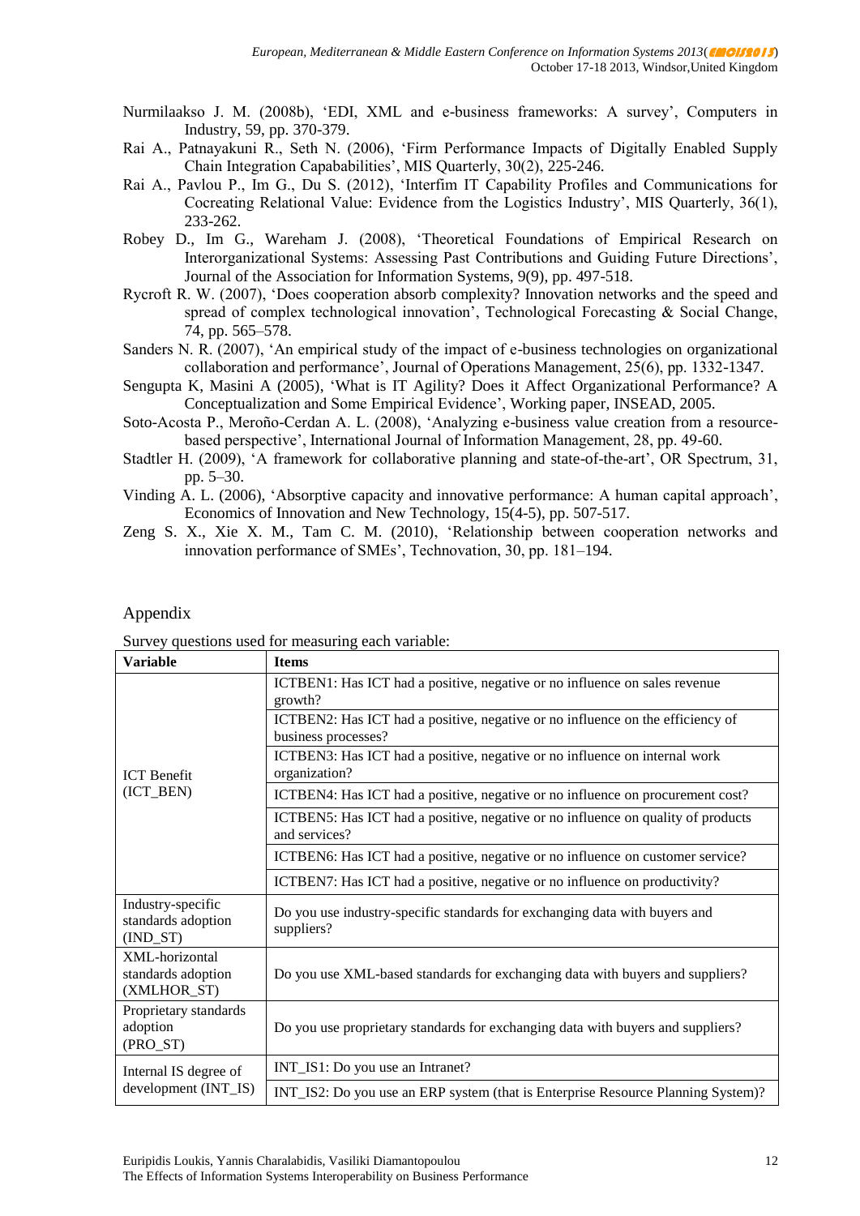Nurmilaakso J. M. (2008b), 'EDI, XML and e-business frameworks: A survey', Computers in Industry, 59, pp. 370-379.

Rai A., Patnayakuni R., Seth N. (2006), 'Firm Performance Impacts of Digitally Enabled Supply Chain Integration Capabilities', MIS Quarterly, 30(2), 225-246.

Rai A., Pavlou P., Im G., Du S. (2012), 'Interfim IT Capability Profiles and Communications for Cocreating Relational Value: Evidence from the Logistics Industry', MIS Quarterly, 36(1), 233-262.

Robey D., Im G., Wareham J. (2008), 'Theoretical Foundations of Empirical Research on Interorganizational Systems: Assessing Past Contributions and Guiding Future Directions', Journal of the Association for Information Systems, 9(9), pp. 497-518.

Rycroft R. W. (2007), 'Does cooperation absorb complexity? Innovation networks and the speed and spread of complex technological innovation', Technological Forecasting & Social Change, 74, pp. 565–578.

Sanders N. R. (2007), 'An empirical study of the impact of e-business technologies on organizational collaboration and performance', Journal of Operations Management, 25(6), pp. 1332-1347.

Sengupta K, Masini A (2005), 'What is IT Agility? Does it Affect Organizational Performance? A Conceptualization and Some Empirical Evidence', Working paper, INSEAD, 2005.

Soto-Acosta P., Meroño-Cerdan A. L. (2008), 'Analyzing e-business value creation from a resource-based perspective', International Journal of Information Management, 28, pp. 49-60.

Stadtler H. (2009), 'A framework for collaborative planning and state-of-the-art', OR Spectrum, 31, pp. 5–30.

Vinding A. L. (2006), 'Absorptive capacity and innovative performance: A human capital approach', Economics of Innovation and New Technology, 15(4-5), pp. 507-517.

Zeng S. X., Xie X. M., Tam C. M. (2010), 'Relationship between cooperation networks and innovation performance of SMEs', Technovation, 30, pp. 181–194.

## Appendix

Survey questions used for measuring each variable:

| Variable | Items |
|---|---|
| ICT Benefit (ICT_BEN) | ICTBEN1: Has ICT had a positive, negative or no influence on sales revenue growth? |
| | ICTBEN2: Has ICT had a positive, negative or no influence on the efficiency of business processes? |
| | ICTBEN3: Has ICT had a positive, negative or no influence on internal work organization? |
| | ICTBEN4: Has ICT had a positive, negative or no influence on procurement cost? |
| | ICTBEN5: Has ICT had a positive, negative or no influence on quality of products and services? |
| | ICTBEN6: Has ICT had a positive, negative or no influence on customer service? |
| | ICTBEN7: Has ICT had a positive, negative or no influence on productivity? |
| Industry-specific standards adoption (IND_ST) | Do you use industry-specific standards for exchanging data with buyers and suppliers? |
| XML-horizontal standards adoption (XMLHOR_ST) | Do you use XML-based standards for exchanging data with buyers and suppliers? |
| Proprietary standards adoption (PRO_ST) | Do you use proprietary standards for exchanging data with buyers and suppliers? |
| Internal IS degree of development (INT_IS) | INT_IS1: Do you use an Intranet? |
| | INT_IS2: Do you use an ERP system (that is Enterprise Resource Planning System)? |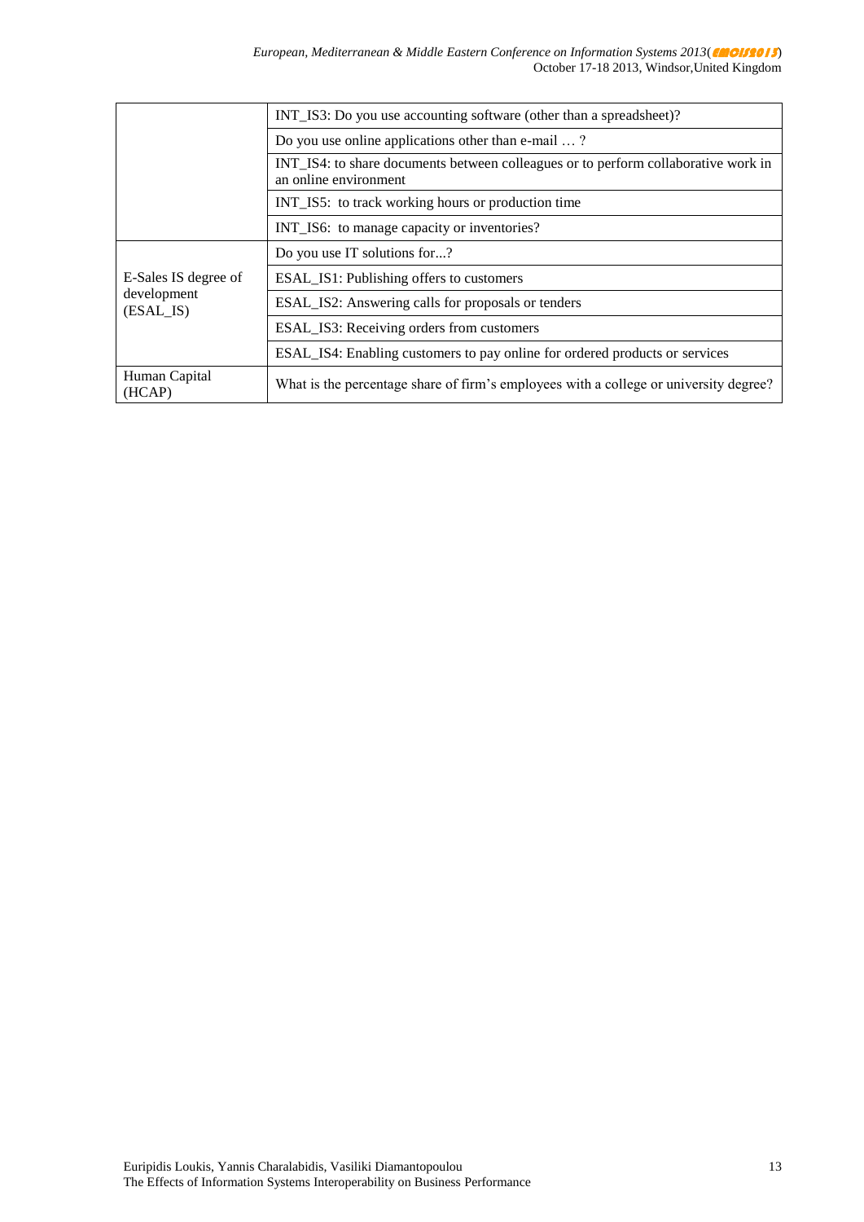| | |
|---|---|
| | INT_IS3: Do you use accounting software (other than a spreadsheet)? |
| | Do you use online applications other than e-mail … ? |
| | INT_IS4: to share documents between colleagues or to perform collaborative work in an online environment |
| | INT_IS5: to track working hours or production time |
| | INT_IS6: to manage capacity or inventories? |
| E-Sales IS degree of development (ESAL_IS) | Do you use IT solutions for...? |
| | ESAL_IS1: Publishing offers to customers |
| | ESAL_IS2: Answering calls for proposals or tenders |
| | ESAL_IS3: Receiving orders from customers |
| | ESAL_IS4: Enabling customers to pay online for ordered products or services |
| Human Capital (HCAP) | What is the percentage share of firm's employees with a college or university degree? |